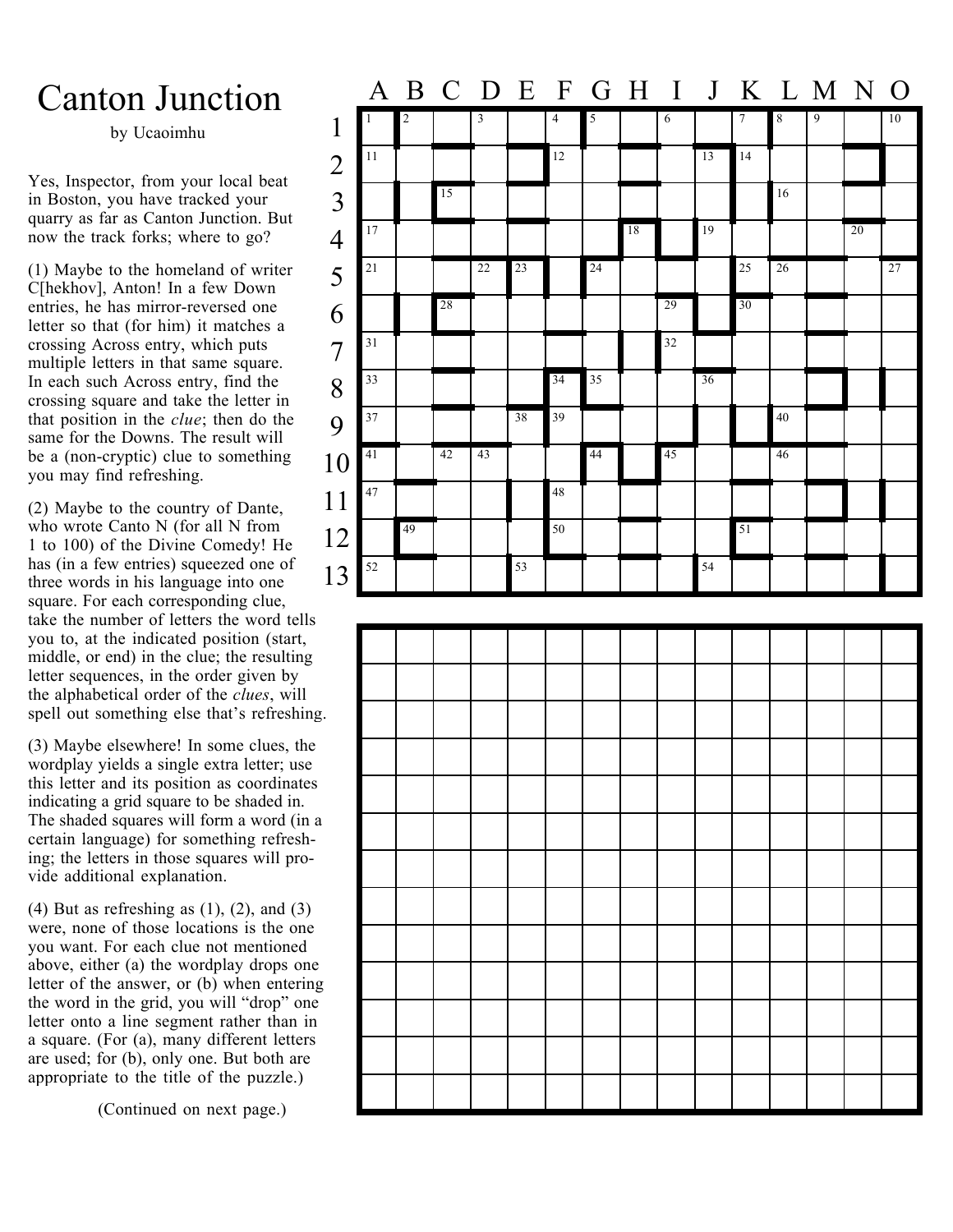# Canton Junction

by Ucaoimhu

Yes, Inspector, from your local beat in Boston, you have tracked your quarry as far as Canton Junction. But now the track forks; where to go?

(1) Maybe to the homeland of writer C[hekhov], Anton! In a few Down entries, he has mirror-reversed one letter so that (for him) it matches a crossing Across entry, which puts multiple letters in that same square. In each such Across entry, find the crossing square and take the letter in that position in the *clue*; then do the same for the Downs. The result will be a (non-cryptic) clue to something you may find refreshing.

(2) Maybe to the country of Dante, who wrote Canto N (for all N from 1 to 100) of the Divine Comedy! He has (in a few entries) squeezed one of three words in his language into one square. For each corresponding clue, take the number of letters the word tells you to, at the indicated position (start, middle, or end) in the clue; the resulting letter sequences, in the order given by the alphabetical order of the *clues*, will spell out something else that's refreshing.

(3) Maybe elsewhere! In some clues, the wordplay yields a single extra letter; use this letter and its position as coordinates indicating a grid square to be shaded in. The shaded squares will form a word (in a certain language) for something refreshing; the letters in those squares will provide additional explanation.

(4) But as refreshing as (1), (2), and (3) were, none of those locations is the one you want. For each clue not mentioned above, either (a) the wordplay drops one letter of the answer, or (b) when entering the word in the grid, you will "drop" one letter onto a line segment rather than in a square. (For (a), many different letters are used; for (b), only one. But both are appropriate to the title of the puzzle.)

(Continued on next page.)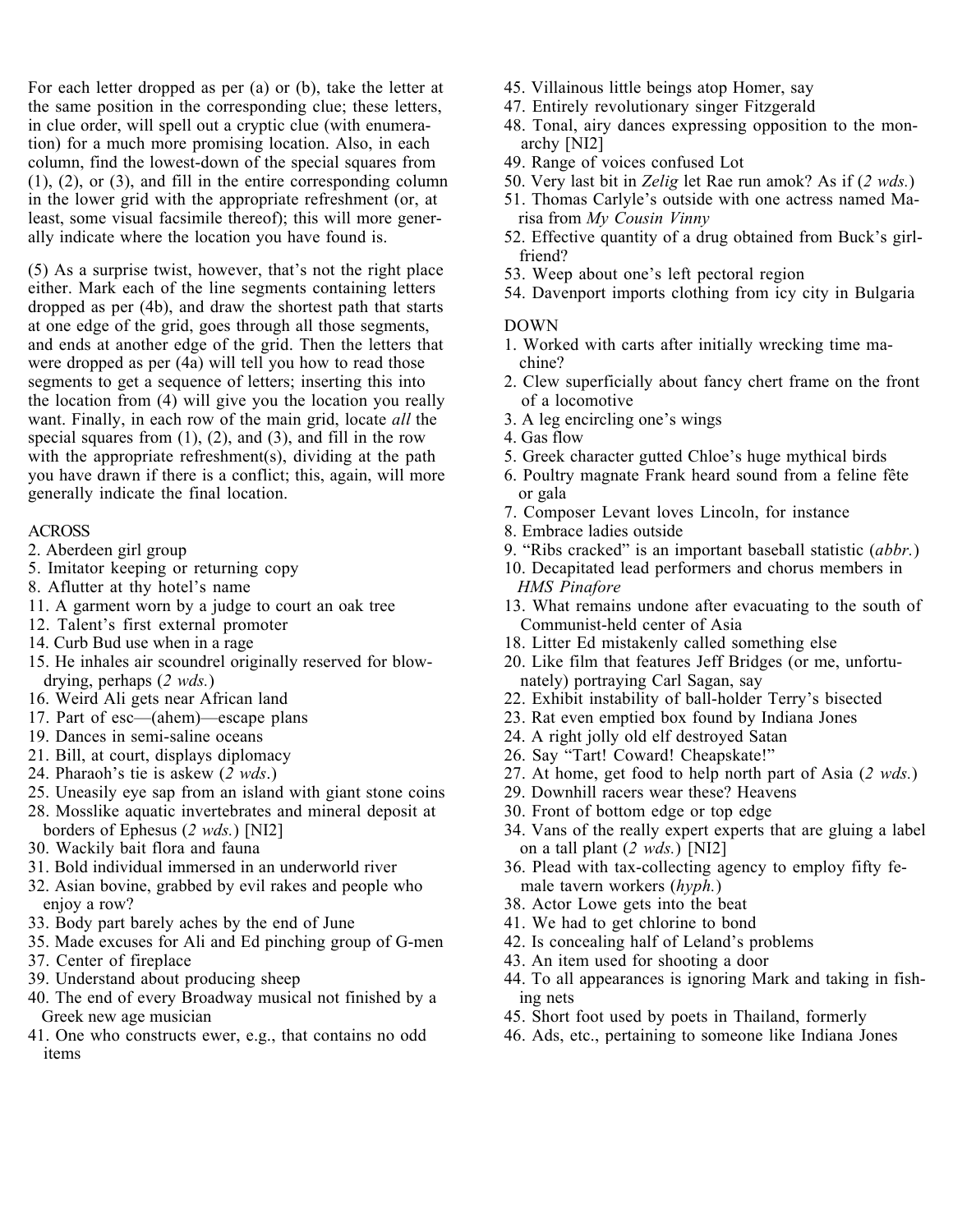For each letter dropped as per (a) or (b), take the letter at the same position in the corresponding clue; these letters, in clue order, will spell out a cryptic clue (with enumeration) for a much more promising location. Also, in each column, find the lowest-down of the special squares from (1), (2), or (3), and fill in the entire corresponding column in the lower grid with the appropriate refreshment (or, at least, some visual facsimile thereof); this will more generally indicate where the location you have found is.

(5) As a surprise twist, however, that's not the right place either. Mark each of the line segments containing letters dropped as per (4b), and draw the shortest path that starts at one edge of the grid, goes through all those segments, and ends at another edge of the grid. Then the letters that were dropped as per (4a) will tell you how to read those segments to get a sequence of letters; inserting this into the location from (4) will give you the location you really want. Finally, in each row of the main grid, locate *all* the special squares from (1), (2), and (3), and fill in the row with the appropriate refreshment(s), dividing at the path you have drawn if there is a conflict; this, again, will more generally indicate the final location.

ACROSS

2. Aberdeen girl group
5. Imitator keeping or returning copy
8. Aflutter at thy hotel's name
11. A garment worn by a judge to court an oak tree
12. Talent's first external promoter
14. Curb Bud use when in a rage
15. He inhales air scoundrel originally reserved for blow-drying, perhaps (*2 wds.*)
16. Weird Ali gets near African land
17. Part of esc—(ahem)—escape plans
19. Dances in semi-saline oceans
21. Bill, at court, displays diplomacy
24. Pharaoh's tie is askew (*2 wds*.)
25. Uneasily eye sap from an island with giant stone coins
28. Mosslike aquatic invertebrates and mineral deposit at borders of Ephesus (*2 wds.*) [NI2]
30. Wackily bait flora and fauna
31. Bold individual immersed in an underworld river
32. Asian bovine, grabbed by evil rakes and people who enjoy a row?
33. Body part barely aches by the end of June
35. Made excuses for Ali and Ed pinching group of G-men
37. Center of fireplace
39. Understand about producing sheep
40. The end of every Broadway musical not finished by a Greek new age musician
41. One who constructs ewer, e.g., that contains no odd items
45. Villainous little beings atop Homer, say
47. Entirely revolutionary singer Fitzgerald
48. Tonal, airy dances expressing opposition to the monarchy [NI2]
49. Range of voices confused Lot
50. Very last bit in *Zelig* let Rae run amok? As if (*2 wds.*)
51. Thomas Carlyle's outside with one actress named Marisa from *My Cousin Vinny*
52. Effective quantity of a drug obtained from Buck's girlfriend?
53. Weep about one's left pectoral region
54. Davenport imports clothing from icy city in Bulgaria

DOWN

1. Worked with carts after initially wrecking time machine?
2. Clew superficially about fancy chert frame on the front of a locomotive
3. A leg encircling one's wings
4. Gas flow
5. Greek character gutted Chloe's huge mythical birds
6. Poultry magnate Frank heard sound from a feline fête or gala
7. Composer Levant loves Lincoln, for instance
8. Embrace ladies outside
9. "Ribs cracked" is an important baseball statistic (*abbr.*)
10. Decapitated lead performers and chorus members in *HMS Pinafore*
13. What remains undone after evacuating to the south of Communist-held center of Asia
18. Litter Ed mistakenly called something else
20. Like film that features Jeff Bridges (or me, unfortunately) portraying Carl Sagan, say
22. Exhibit instability of ball-holder Terry's bisected
23. Rat even emptied box found by Indiana Jones
24. A right jolly old elf destroyed Satan
26. Say "Tart! Coward! Cheapskate!"
27. At home, get food to help north part of Asia (*2 wds.*)
29. Downhill racers wear these? Heavens
30. Front of bottom edge or top edge
34. Vans of the really expert experts that are gluing a label on a tall plant (*2 wds.*) [NI2]
36. Plead with tax-collecting agency to employ fifty female tavern workers (*hyph.*)
38. Actor Lowe gets into the beat
41. We had to get chlorine to bond
42. Is concealing half of Leland's problems
43. An item used for shooting a door
44. To all appearances is ignoring Mark and taking in fishing nets
45. Short foot used by poets in Thailand, formerly
46. Ads, etc., pertaining to someone like Indiana Jones